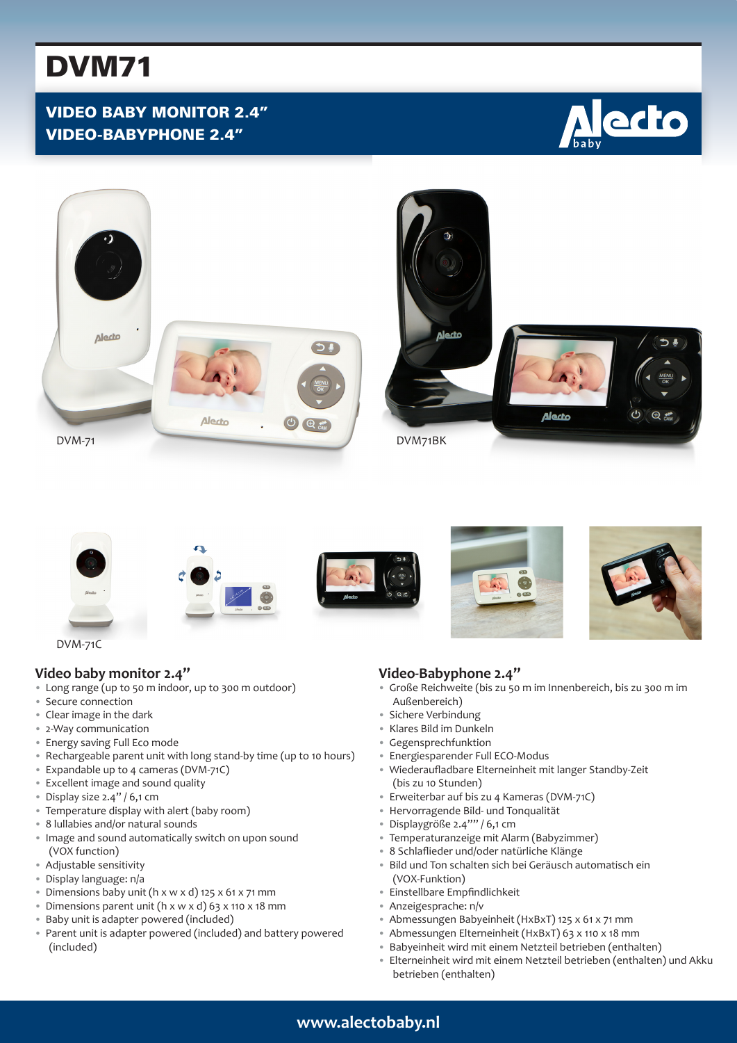# DVM71

## VIDEO BABY MONITOR 2.4"
## VIDEO-BABYPHONE 2.4"

Alecto baby

DVM-71

DVM71BK

DVM-71C

### Video baby monitor 2.4"

- Long range (up to 50 m indoor, up to 300 m outdoor)
- Secure connection
- Clear image in the dark
- 2-Way communication
- Energy saving Full Eco mode
- Rechargeable parent unit with long stand-by time (up to 10 hours)
- Expandable up to 4 cameras (DVM-71C)
- Excellent image and sound quality
- Display size 2.4" / 6,1 cm
- Temperature display with alert (baby room)
- 8 lullabies and/or natural sounds
- Image and sound automatically switch on upon sound (VOX function)
- Adjustable sensitivity
- Display language: n/a
- Dimensions baby unit (h x w x d) 125 x 61 x 71 mm
- Dimensions parent unit (h x w x d) 63 x 110 x 18 mm
- Baby unit is adapter powered (included)
- Parent unit is adapter powered (included) and battery powered (included)

### Video-Babyphone 2.4"

- Große Reichweite (bis zu 50 m im Innenbereich, bis zu 300 m im Außenbereich)
- Sichere Verbindung
- Klares Bild im Dunkeln
- Gegensprechfunktion
- Energiesparender Full ECO-Modus
- Wiederaufladbare Elterneinheit mit langer Standby-Zeit (bis zu 10 Stunden)
- Erweiterbar auf bis zu 4 Kameras (DVM-71C)
- Hervorragende Bild- und Tonqualität
- Displaygröße 2.4"" / 6,1 cm
- Temperaturanzeige mit Alarm (Babyzimmer)
- 8 Schlaflieder und/oder natürliche Klänge
- Bild und Ton schalten sich bei Geräusch automatisch ein (VOX-Funktion)
- Einstellbare Empfindlichkeit
- Anzeigesprache: n/v
- Abmessungen Babyeinheit (HxBxT) 125 x 61 x 71 mm
- Abmessungen Elterneinheit (HxBxT) 63 x 110 x 18 mm
- Babyeinheit wird mit einem Netzteil betrieben (enthalten)
- Elterneinheit wird mit einem Netzteil betrieben (enthalten) und Akku betrieben (enthalten)

www.alectobaby.nl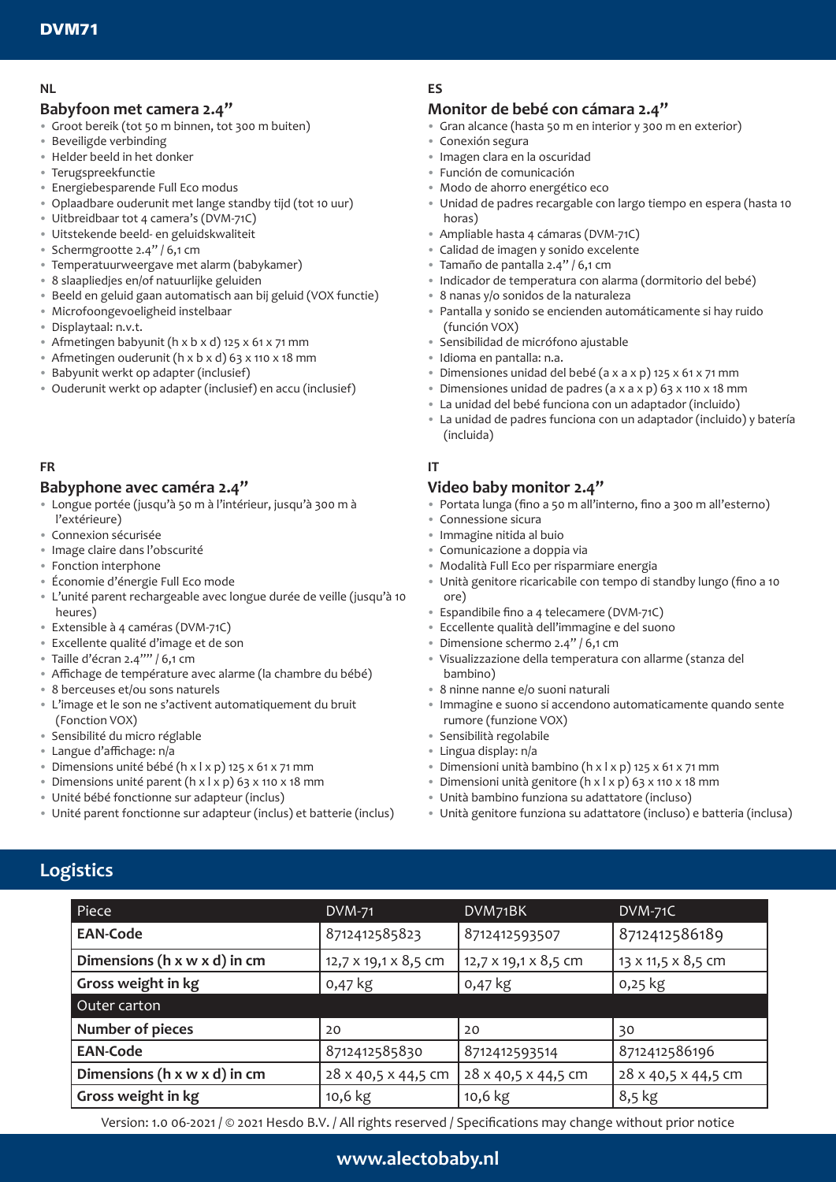## NL

### Babyfoon met camera 2.4"

- Groot bereik (tot 50 m binnen, tot 300 m buiten)
- Beveiligde verbinding
- Helder beeld in het donker
- Terugspreekfunctie
- Energiebesparende Full Eco modus
- Oplaadbare ouderunit met lange standby tijd (tot 10 uur)
- Uitbreidbaar tot 4 camera's (DVM-71C)
- Uitstekende beeld- en geluidskwaliteit
- Schermgrootte 2.4" / 6,1 cm
- Temperatuurweergave met alarm (babykamer)
- 8 slaapliedjes en/of natuurlijke geluiden
- Beeld en geluid gaan automatisch aan bij geluid (VOX functie)
- Microfoongevoeligheid instelbaar
- Displaytaal: n.v.t.
- Afmetingen babyunit (h x b x d) 125 x 61 x 71 mm
- Afmetingen ouderunit (h x b x d) 63 x 110 x 18 mm
- Babyunit werkt op adapter (inclusief)
- Ouderunit werkt op adapter (inclusief) en accu (inclusief)

## ES

### Monitor de bebé con cámara 2.4"

- Gran alcance (hasta 50 m en interior y 300 m en exterior)
- Conexión segura
- Imagen clara en la oscuridad
- Función de comunicación
- Modo de ahorro energético eco
- Unidad de padres recargable con largo tiempo en espera (hasta 10 horas)
- Ampliable hasta 4 cámaras (DVM-71C)
- Calidad de imagen y sonido excelente
- Tamaño de pantalla 2.4" / 6,1 cm
- Indicador de temperatura con alarma (dormitorio del bebé)
- 8 nanas y/o sonidos de la naturaleza
- Pantalla y sonido se encienden automáticamente si hay ruido (función VOX)
- Sensibilidad de micrófono ajustable
- Idioma en pantalla: n.a.
- Dimensiones unidad del bebé (a x a x p) 125 x 61 x 71 mm
- Dimensiones unidad de padres (a x a x p) 63 x 110 x 18 mm
- La unidad del bebé funciona con un adaptador (incluido)
- La unidad de padres funciona con un adaptador (incluido) y batería (incluida)

## FR

### Babyphone avec caméra 2.4"

- Longue portée (jusqu'à 50 m à l'intérieur, jusqu'à 300 m à l'extérieure)
- Connexion sécurisée
- Image claire dans l'obscurité
- Fonction interphone
- Économie d'énergie Full Eco mode
- L'unité parent rechargeable avec longue durée de veille (jusqu'à 10 heures)
- Extensible à 4 caméras (DVM-71C)
- Excellente qualité d'image et de son
- Taille d'écran 2.4"" / 6,1 cm
- Affichage de température avec alarme (la chambre du bébé)
- 8 berceuses et/ou sons naturels
- L'image et le son ne s'activent automatiquement du bruit (Fonction VOX)
- Sensibilité du micro réglable
- Langue d'affichage: n/a
- Dimensions unité bébé (h x l x p) 125 x 61 x 71 mm
- Dimensions unité parent (h x l x p) 63 x 110 x 18 mm
- Unité bébé fonctionne sur adapteur (inclus)
- Unité parent fonctionne sur adapteur (inclus) et batterie (inclus)

## IT

### Video baby monitor 2.4"

- Portata lunga (fino a 50 m all'interno, fino a 300 m all'esterno)
- Connessione sicura
- Immagine nitida al buio
- Comunicazione a doppia via
- Modalità Full Eco per risparmiare energia
- Unità genitore ricaricabile con tempo di standby lungo (fino a 10 ore)
- Espandibile fino a 4 telecamere (DVM-71C)
- Eccellente qualità dell'immagine e del suono
- Dimensione schermo 2.4" / 6,1 cm
- Visualizzazione della temperatura con allarme (stanza del bambino)
- 8 ninne nanne e/o suoni naturali
- Immagine e suono si accendono automaticamente quando sente rumore (funzione VOX)
- Sensibilità regolabile
- Lingua display: n/a
- Dimensioni unità bambino (h x l x p) 125 x 61 x 71 mm
- Dimensioni unità genitore (h x l x p) 63 x 110 x 18 mm
- Unità bambino funziona su adattatore (incluso)
- Unità genitore funziona su adattatore (incluso) e batteria (inclusa)

## Logistics

| Piece | DVM-71 | DVM71BK | DVM-71C |
|---|---|---|---|
| **EAN-Code** | 8712412585823 | 8712412593507 | 8712412586189 |
| **Dimensions (h x w x d) in cm** | 12,7 x 19,1 x 8,5 cm | 12,7 x 19,1 x 8,5 cm | 13 x 11,5 x 8,5 cm |
| **Gross weight in kg** | 0,47 kg | 0,47 kg | 0,25 kg |
| Outer carton | | | |
| **Number of pieces** | 20 | 20 | 30 |
| **EAN-Code** | 8712412585830 | 8712412593514 | 8712412586196 |
| **Dimensions (h x w x d) in cm** | 28 x 40,5 x 44,5 cm | 28 x 40,5 x 44,5 cm | 28 x 40,5 x 44,5 cm |
| **Gross weight in kg** | 10,6 kg | 10,6 kg | 8,5 kg |

Version: 1.0 06-2021 / © 2021 Hesdo B.V. / All rights reserved / Specifications may change without prior notice

www.alectobaby.nl